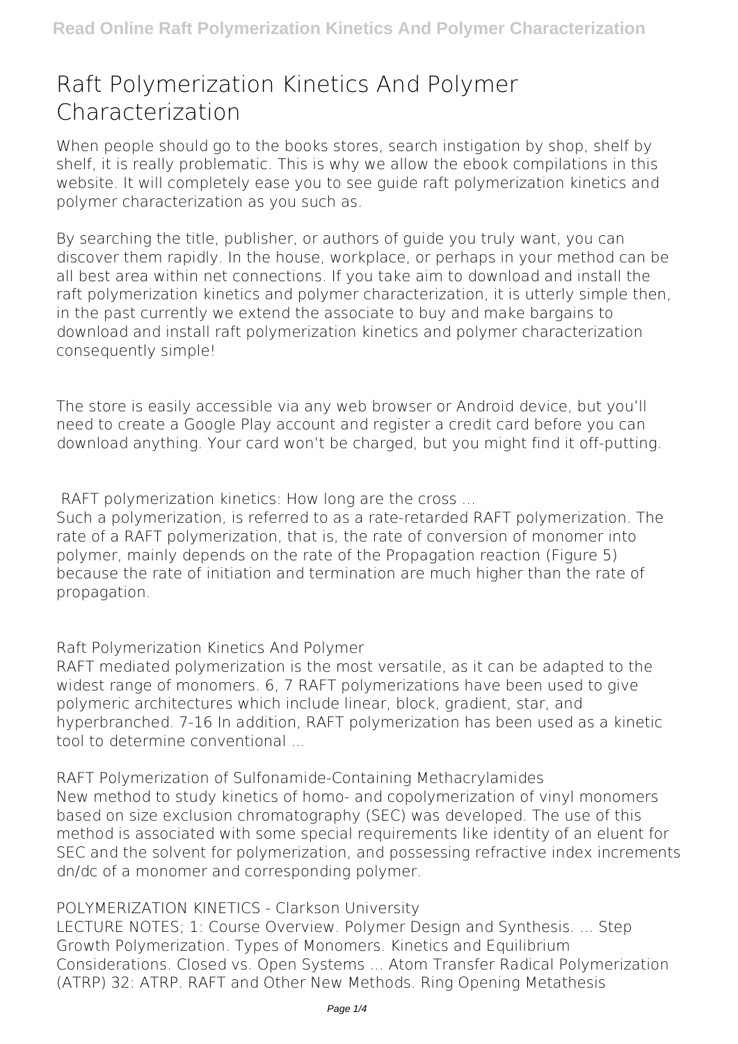# Raft Polymerization Kinetics And Polymer Characterization

When people should go to the books stores, search instigation by shop, shelf by shelf, it is really problematic. This is why we allow the ebook compilations in this website. It will completely ease you to see guide raft polymerization kinetics and polymer characterization as you such as.

By searching the title, publisher, or authors of guide you truly want, you can discover them rapidly. In the house, workplace, or perhaps in your method can be all best area within net connections. If you take aim to download and install the raft polymerization kinetics and polymer characterization, it is utterly simple then, in the past currently we extend the associate to buy and make bargains to download and install raft polymerization kinetics and polymer characterization consequently simple!

The store is easily accessible via any web browser or Android device, but you'll need to create a Google Play account and register a credit card before you can download anything. Your card won't be charged, but you might find it off-putting.

**RAFT polymerization kinetics: How long are the cross ...**

Such a polymerization, is referred to as a rate-retarded RAFT polymerization. The rate of a RAFT polymerization, that is, the rate of conversion of monomer into polymer, mainly depends on the rate of the Propagation reaction (Figure 5) because the rate of initiation and termination are much higher than the rate of propagation.

**Raft Polymerization Kinetics And Polymer**

RAFT mediated polymerization is the most versatile, as it can be adapted to the widest range of monomers. 6, 7 RAFT polymerizations have been used to give polymeric architectures which include linear, block, gradient, star, and hyperbranched. 7-16 In addition, RAFT polymerization has been used as a kinetic tool to determine conventional ...

**RAFT Polymerization of Sulfonamide-Containing Methacrylamides**

New method to study kinetics of homo- and copolymerization of vinyl monomers based on size exclusion chromatography (SEC) was developed. The use of this method is associated with some special requirements like identity of an eluent for SEC and the solvent for polymerization, and possessing refractive index increments dn/dc of a monomer and corresponding polymer.

**POLYMERIZATION KINETICS - Clarkson University**

LECTURE NOTES; 1: Course Overview. Polymer Design and Synthesis. ... Step Growth Polymerization. Types of Monomers. Kinetics and Equilibrium Considerations. Closed vs. Open Systems ... Atom Transfer Radical Polymerization (ATRP) 32: ATRP. RAFT and Other New Methods. Ring Opening Metathesis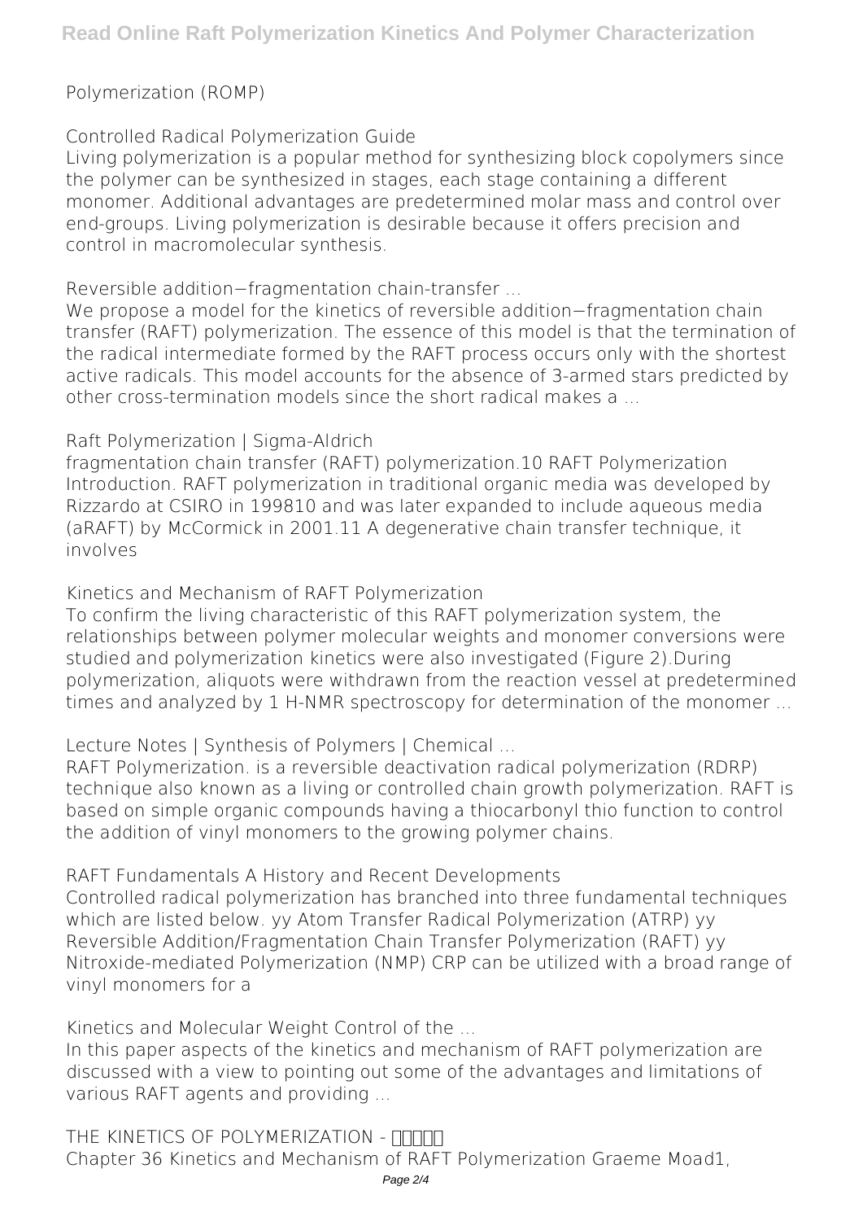Polymerization (ROMP)

## Controlled Radical Polymerization Guide

Living polymerization is a popular method for synthesizing block copolymers since the polymer can be synthesized in stages, each stage containing a different monomer. Additional advantages are predetermined molar mass and control over end-groups. Living polymerization is desirable because it offers precision and control in macromolecular synthesis.

## Reversible addition−fragmentation chain-transfer ...

We propose a model for the kinetics of reversible addition−fragmentation chain transfer (RAFT) polymerization. The essence of this model is that the termination of the radical intermediate formed by the RAFT process occurs only with the shortest active radicals. This model accounts for the absence of 3-armed stars predicted by other cross-termination models since the short radical makes a ...

## Raft Polymerization | Sigma-Aldrich

fragmentation chain transfer (RAFT) polymerization.10 RAFT Polymerization Introduction. RAFT polymerization in traditional organic media was developed by Rizzardo at CSIRO in 199810 and was later expanded to include aqueous media (aRAFT) by McCormick in 2001.11 A degenerative chain transfer technique, it involves

## Kinetics and Mechanism of RAFT Polymerization

To confirm the living characteristic of this RAFT polymerization system, the relationships between polymer molecular weights and monomer conversions were studied and polymerization kinetics were also investigated (Figure 2).During polymerization, aliquots were withdrawn from the reaction vessel at predetermined times and analyzed by 1 H-NMR spectroscopy for determination of the monomer ...

## Lecture Notes | Synthesis of Polymers | Chemical ...

RAFT Polymerization. is a reversible deactivation radical polymerization (RDRP) technique also known as a living or controlled chain growth polymerization. RAFT is based on simple organic compounds having a thiocarbonyl thio function to control the addition of vinyl monomers to the growing polymer chains.

## RAFT Fundamentals A History and Recent Developments

Controlled radical polymerization has branched into three fundamental techniques which are listed below. yy Atom Transfer Radical Polymerization (ATRP) yy Reversible Addition/Fragmentation Chain Transfer Polymerization (RAFT) yy Nitroxide-mediated Polymerization (NMP) CRP can be utilized with a broad range of vinyl monomers for a

## Kinetics and Molecular Weight Control of the ...

In this paper aspects of the kinetics and mechanism of RAFT polymerization are discussed with a view to pointing out some of the advantages and limitations of various RAFT agents and providing ...

## THE KINETICS OF POLYMERIZATION - □□□□□

Chapter 36 Kinetics and Mechanism of RAFT Polymerization Graeme Moad1,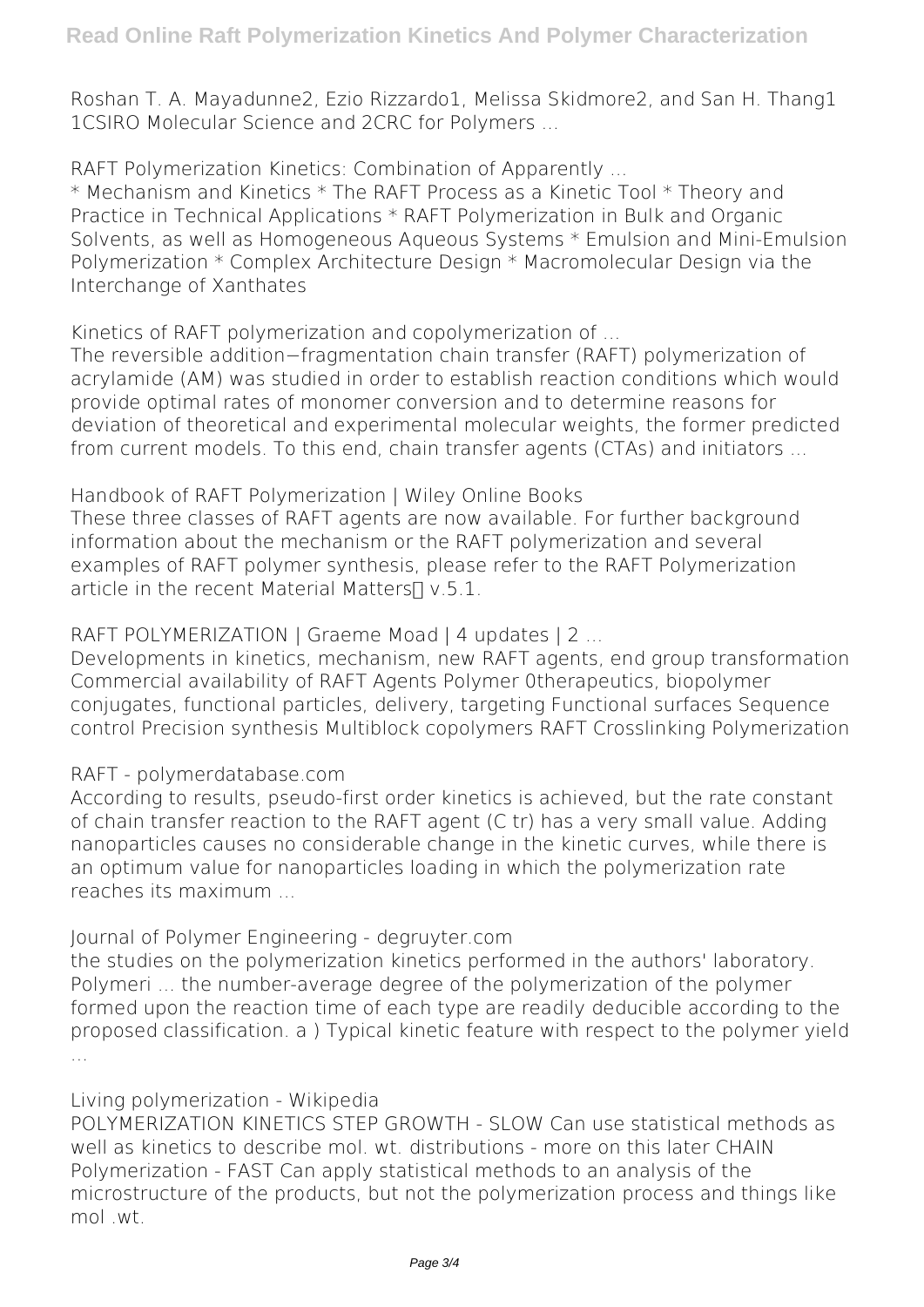Roshan T. A. Mayadunne2, Ezio Rizzardo1, Melissa Skidmore2, and San H. Thang1 1CSIRO Molecular Science and 2CRC for Polymers ...

**RAFT Polymerization Kinetics: Combination of Apparently ...**

* Mechanism and Kinetics * The RAFT Process as a Kinetic Tool * Theory and Practice in Technical Applications * RAFT Polymerization in Bulk and Organic Solvents, as well as Homogeneous Aqueous Systems * Emulsion and Mini-Emulsion Polymerization * Complex Architecture Design * Macromolecular Design via the Interchange of Xanthates

**Kinetics of RAFT polymerization and copolymerization of ...**

The reversible addition−fragmentation chain transfer (RAFT) polymerization of acrylamide (AM) was studied in order to establish reaction conditions which would provide optimal rates of monomer conversion and to determine reasons for deviation of theoretical and experimental molecular weights, the former predicted from current models. To this end, chain transfer agents (CTAs) and initiators ...

**Handbook of RAFT Polymerization | Wiley Online Books**

These three classes of RAFT agents are now available. For further background information about the mechanism or the RAFT polymerization and several examples of RAFT polymer synthesis, please refer to the RAFT Polymerization article in the recent Material Matters™ v.5.1.

**RAFT POLYMERIZATION | Graeme Moad | 4 updates | 2 ...**

Developments in kinetics, mechanism, new RAFT agents, end group transformation Commercial availability of RAFT Agents Polymer 0therapeutics, biopolymer conjugates, functional particles, delivery, targeting Functional surfaces Sequence control Precision synthesis Multiblock copolymers RAFT Crosslinking Polymerization

**RAFT - polymerdatabase.com**

According to results, pseudo-first order kinetics is achieved, but the rate constant of chain transfer reaction to the RAFT agent (C tr) has a very small value. Adding nanoparticles causes no considerable change in the kinetic curves, while there is an optimum value for nanoparticles loading in which the polymerization rate reaches its maximum ...

**Journal of Polymer Engineering - degruyter.com**

the studies on the polymerization kinetics performed in the authors' laboratory. Polymeri ... the number-average degree of the polymerization of the polymer formed upon the reaction time of each type are readily deducible according to the proposed classification. a ) Typical kinetic feature with respect to the polymer yield ...

**Living polymerization - Wikipedia**

POLYMERIZATION KINETICS STEP GROWTH - SLOW Can use statistical methods as well as kinetics to describe mol. wt. distributions - more on this later CHAIN Polymerization - FAST Can apply statistical methods to an analysis of the microstructure of the products, but not the polymerization process and things like mol .wt.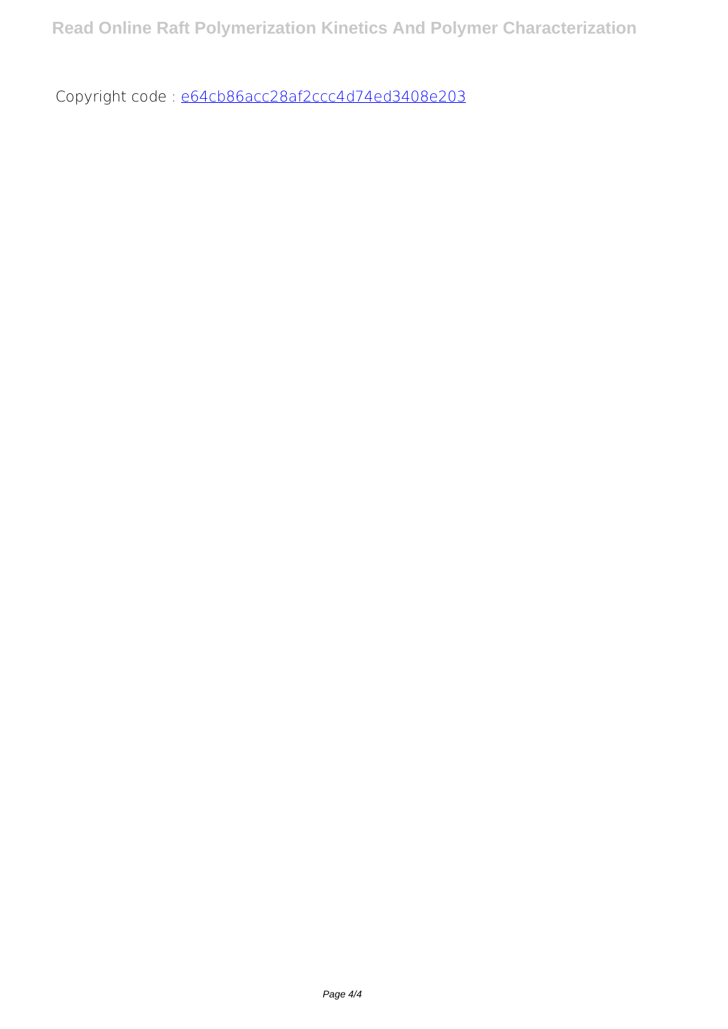Copyright code : [e64cb86acc28af2ccc4d74ed3408e203](e64cb86acc28af2ccc4d74ed3408e203)